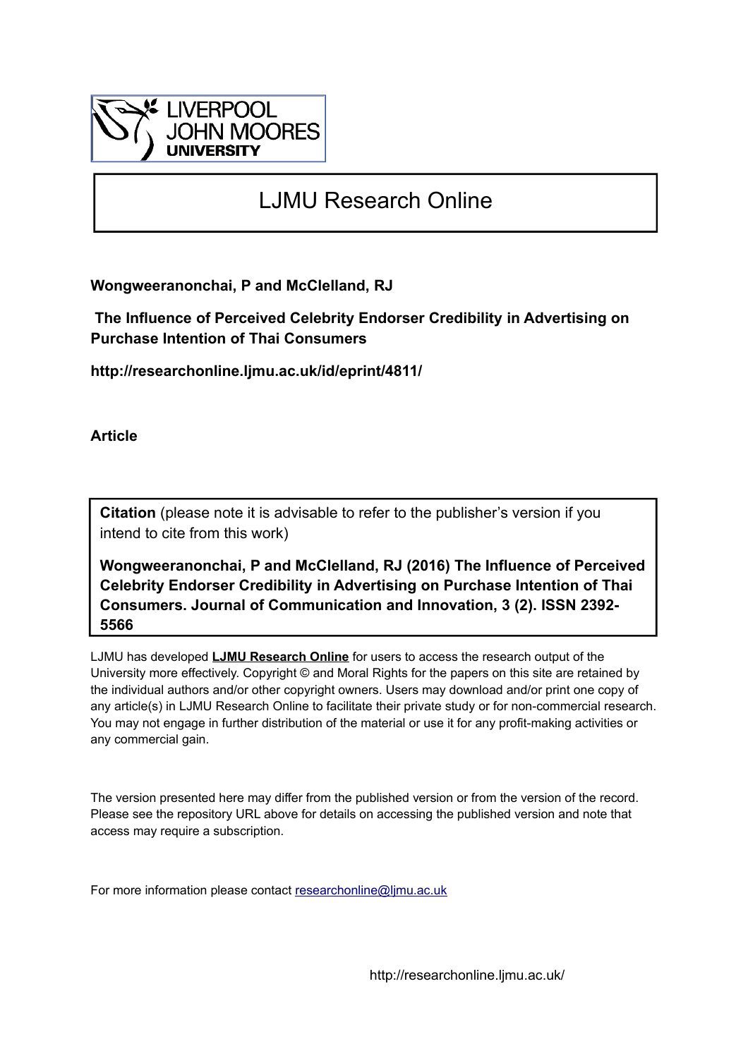LIVERPOOL JOHN MOORES UNIVERSITY

# LJMU Research Online

**Wongweeranonchai, P and McClelland, RJ**

**The Influence of Perceived Celebrity Endorser Credibility in Advertising on Purchase Intention of Thai Consumers**

**http://researchonline.ljmu.ac.uk/id/eprint/4811/**

**Article**

**Citation** (please note it is advisable to refer to the publisher's version if you intend to cite from this work)

**Wongweeranonchai, P and McClelland, RJ (2016) The Influence of Perceived Celebrity Endorser Credibility in Advertising on Purchase Intention of Thai Consumers. Journal of Communication and Innovation, 3 (2). ISSN 2392-5566**

LJMU has developed **LJMU Research Online** for users to access the research output of the University more effectively. Copyright © and Moral Rights for the papers on this site are retained by the individual authors and/or other copyright owners. Users may download and/or print one copy of any article(s) in LJMU Research Online to facilitate their private study or for non-commercial research. You may not engage in further distribution of the material or use it for any profit-making activities or any commercial gain.

The version presented here may differ from the published version or from the version of the record. Please see the repository URL above for details on accessing the published version and note that access may require a subscription.

For more information please contact researchonline@ljmu.ac.uk

http://researchonline.ljmu.ac.uk/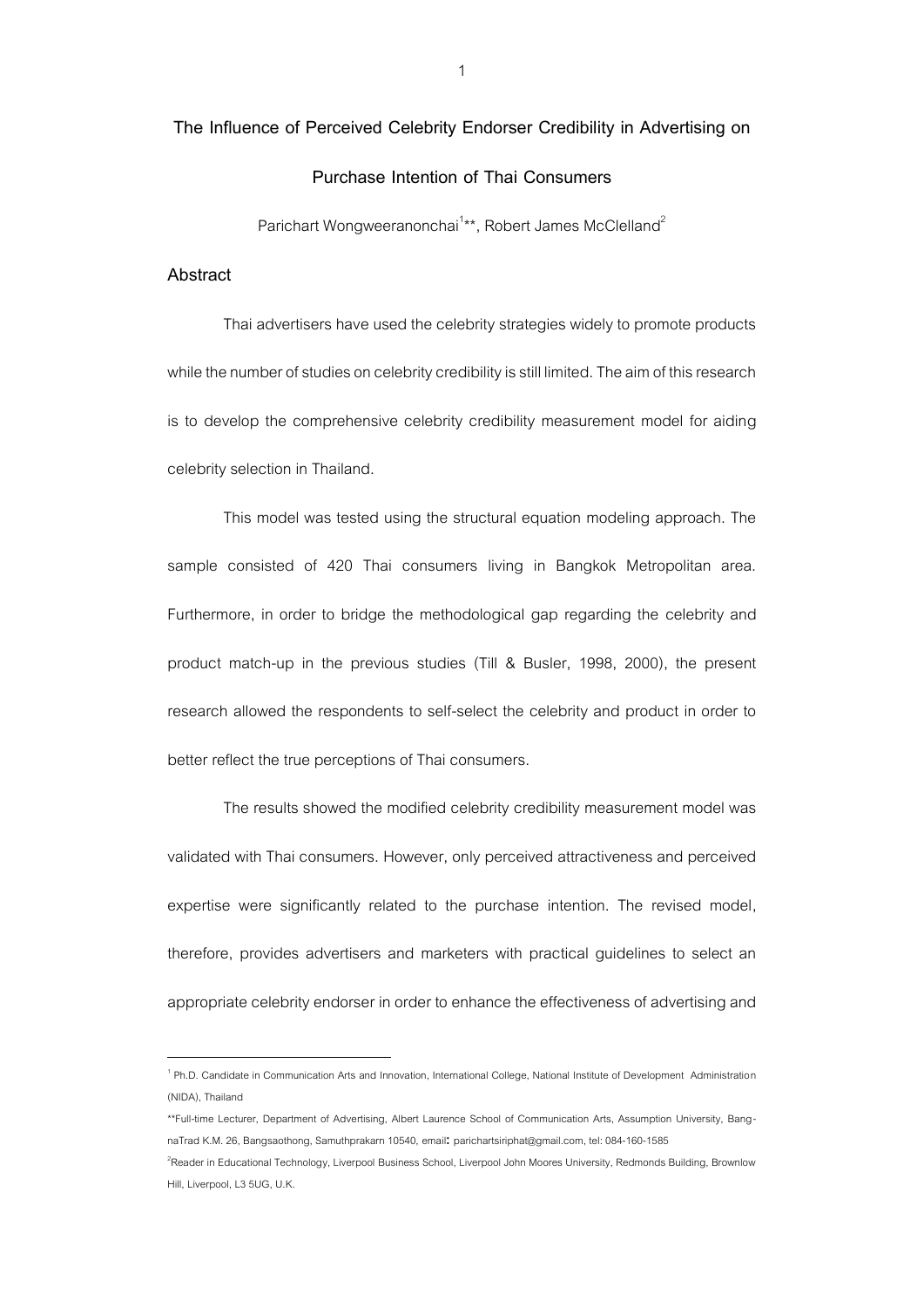# The Influence of Perceived Celebrity Endorser Credibility in Advertising on Purchase Intention of Thai Consumers

Parichart Wongweeranonchai[1]**, Robert James McClelland[2]

## Abstract

Thai advertisers have used the celebrity strategies widely to promote products while the number of studies on celebrity credibility is still limited. The aim of this research is to develop the comprehensive celebrity credibility measurement model for aiding celebrity selection in Thailand.

This model was tested using the structural equation modeling approach. The sample consisted of 420 Thai consumers living in Bangkok Metropolitan area. Furthermore, in order to bridge the methodological gap regarding the celebrity and product match-up in the previous studies (Till & Busler, 1998, 2000), the present research allowed the respondents to self-select the celebrity and product in order to better reflect the true perceptions of Thai consumers.

The results showed the modified celebrity credibility measurement model was validated with Thai consumers. However, only perceived attractiveness and perceived expertise were significantly related to the purchase intention. The revised model, therefore, provides advertisers and marketers with practical guidelines to select an appropriate celebrity endorser in order to enhance the effectiveness of advertising and

---

[1] Ph.D. Candidate in Communication Arts and Innovation, International College, National Institute of Development Administration (NIDA), Thailand

**Full-time Lecturer, Department of Advertising, Albert Laurence School of Communication Arts, Assumption University, Bang-naTrad K.M. 26, Bangsaothong, Samuthprakarn 10540, email: parichartsiriphat@gmail.com, tel: 084-160-1585

[2] Reader in Educational Technology, Liverpool Business School, Liverpool John Moores University, Redmonds Building, Brownlow Hill, Liverpool, L3 5UG, U.K.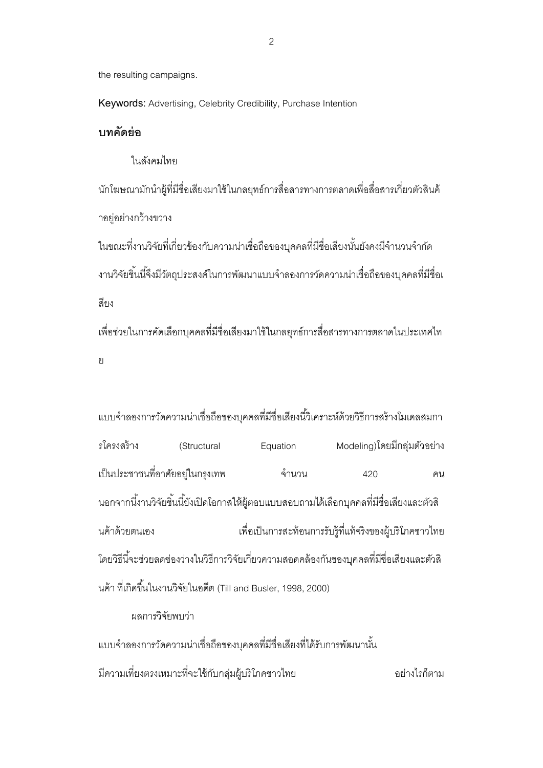the resulting campaigns.

**Keywords:** Advertising, Celebrity Credibility, Purchase Intention

## บทคัดย่อ

ในสังคมไทย นักโฆษณามักนำผู้ที่มีชื่อเสียงมาใช้ในกลยุทธ์การสื่อสารทางการตลาดเพื่อสื่อสารเกี่ยวตัวสินค้าอยู่อย่างกว้างขวาง ในขณะที่งานวิจัยที่เกี่ยวข้องกับความน่าเชื่อถือของบุคคลที่มีชื่อเสียงนั้นยังคงมีจำนวนจำกัด งานวิจัยชิ้นนี้จึงมีวัตถุประสงค์ในการพัฒนาแบบจำลองการวัดความน่าเชื่อถือของบุคคลที่มีชื่อเสียง เพื่อช่วยในการคัดเลือกบุคคลที่มีชื่อเสียงมาใช้ในกลยุทธ์การสื่อสารทางการตลาดในประเทศไทย

แบบจำลองการวัดความน่าเชื่อถือของบุคคลที่มีชื่อเสียงนี้วิเคราะห์ด้วยวิธีการสร้างโมเดลสมการโครงสร้าง (Structural Equation Modeling)โดยมีกลุ่มตัวอย่างเป็นประชาชนที่อาศัยอยู่ในกรุงเทพ จำนวน 420 คน นอกจากนี้งานวิจัยชิ้นนี้ยังเปิดโอกาสให้ผู้ตอบแบบสอบถามได้เลือกบุคคลที่มีชื่อเสียงและตัวสินค้าด้วยตนเอง เพื่อเป็นการสะท้อนการรับรู้ที่แท้จริงของผู้บริโภคชาวไทย โดยวิธีนี้จะช่วยลดช่องว่างในวิธีการวิจัยเกี่ยวความสอดคล้องกันของบุคคลที่มีชื่อเสียงและตัวสินค้า ที่เกิดขึ้นในงานวิจัยในอดีต (Till and Busler, 1998, 2000)

ผลการวิจัยพบว่า แบบจำลองการวัดความน่าเชื่อถือของบุคคลที่มีชื่อเสียงที่ได้รับการพัฒนานั้น มีความเที่ยงตรงเหมาะที่จะใช้กับกลุ่มผู้บริโภคชาวไทย อย่างไรก็ตาม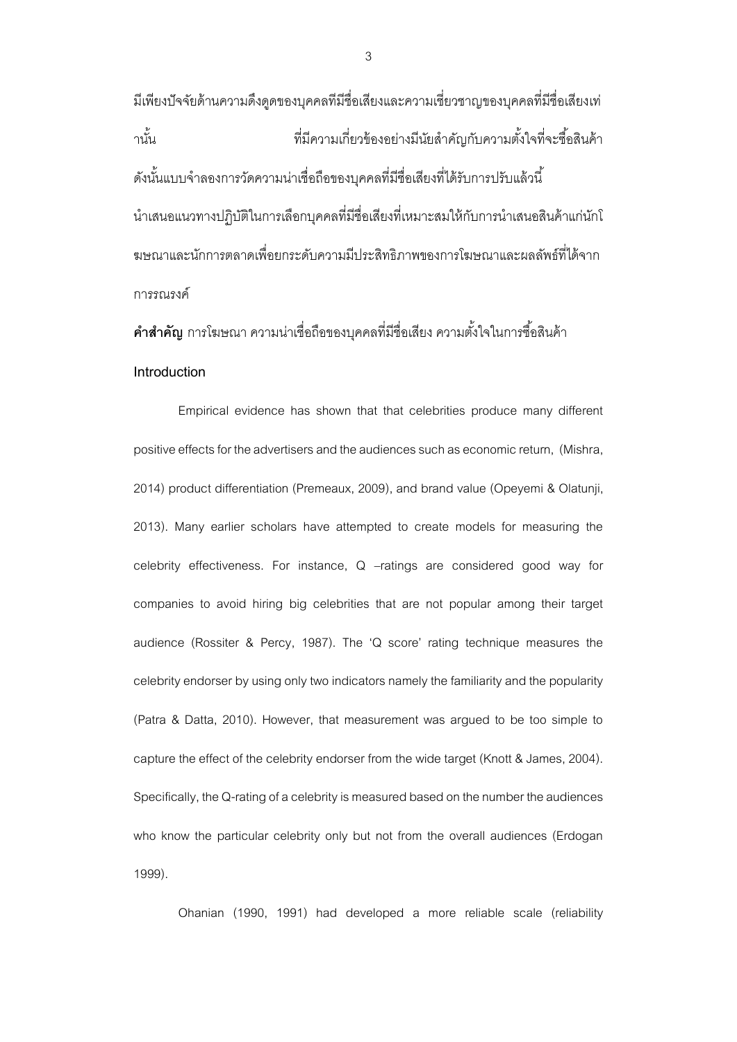มีเพียงปัจจัยด้านความดึงดูดของบุคคลที่มีชื่อเสียงและความเชี่ยวชาญของบุคคลที่มีชื่อเสียงเท่านั้น ที่มีความเกี่ยวข้องอย่างมีนัยสำคัญกับความตั้งใจที่จะซื้อสินค้า ดังนั้นแบบจำลองการวัดความน่าเชื่อถือของบุคคลที่มีชื่อเสียงที่ได้รับการปรับแล้วนี้ นำเสนอแนวทางปฏิบัติในการเลือกบุคคลที่มีชื่อเสียงที่เหมาะสมให้กับการนำเสนอสินค้าแก่นักโฆษณาและนักการตลาดเพื่อยกระดับความมีประสิทธิภาพของการโฆษณาและผลลัพธ์ที่ได้จากการรณรงค์

**คำสำคัญ** การโฆษณา ความน่าเชื่อถือของบุคคลที่มีชื่อเสียง ความตั้งใจในการซื้อสินค้า

## Introduction

Empirical evidence has shown that that celebrities produce many different positive effects for the advertisers and the audiences such as economic return, (Mishra, 2014) product differentiation (Premeaux, 2009), and brand value (Opeyemi & Olatunji, 2013). Many earlier scholars have attempted to create models for measuring the celebrity effectiveness. For instance, Q –ratings are considered good way for companies to avoid hiring big celebrities that are not popular among their target audience (Rossiter & Percy, 1987). The 'Q score' rating technique measures the celebrity endorser by using only two indicators namely the familiarity and the popularity (Patra & Datta, 2010). However, that measurement was argued to be too simple to capture the effect of the celebrity endorser from the wide target (Knott & James, 2004). Specifically, the Q-rating of a celebrity is measured based on the number the audiences who know the particular celebrity only but not from the overall audiences (Erdogan 1999).

Ohanian (1990, 1991) had developed a more reliable scale (reliability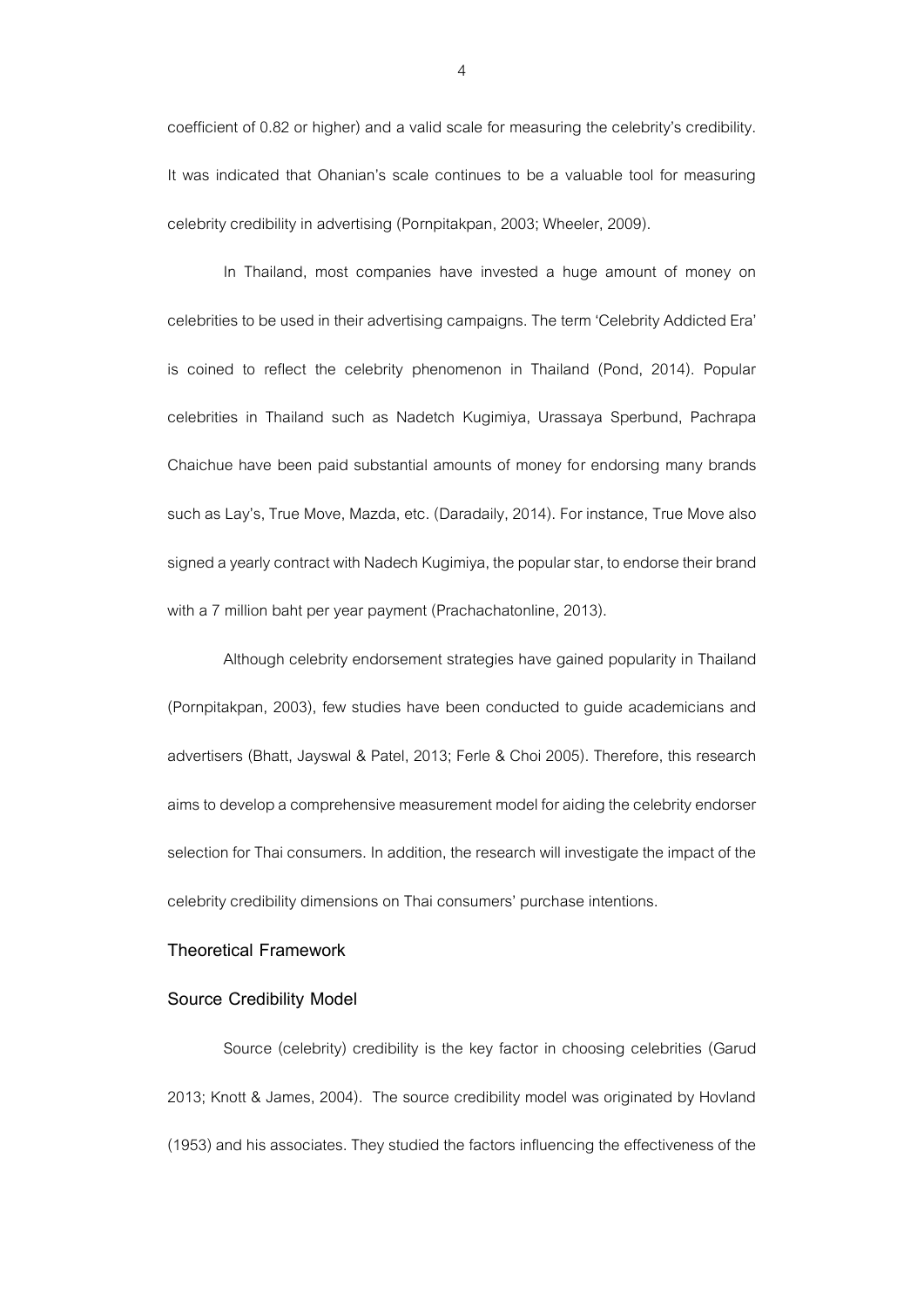coefficient of 0.82 or higher) and a valid scale for measuring the celebrity's credibility. It was indicated that Ohanian's scale continues to be a valuable tool for measuring celebrity credibility in advertising (Pornpitakpan, 2003; Wheeler, 2009).

In Thailand, most companies have invested a huge amount of money on celebrities to be used in their advertising campaigns. The term 'Celebrity Addicted Era' is coined to reflect the celebrity phenomenon in Thailand (Pond, 2014). Popular celebrities in Thailand such as Nadetch Kugimiya, Urassaya Sperbund, Pachrapa Chaichue have been paid substantial amounts of money for endorsing many brands such as Lay's, True Move, Mazda, etc. (Daradaily, 2014). For instance, True Move also signed a yearly contract with Nadech Kugimiya, the popular star, to endorse their brand with a 7 million baht per year payment (Prachachatonline, 2013).

Although celebrity endorsement strategies have gained popularity in Thailand (Pornpitakpan, 2003), few studies have been conducted to guide academicians and advertisers (Bhatt, Jayswal & Patel, 2013; Ferle & Choi 2005). Therefore, this research aims to develop a comprehensive measurement model for aiding the celebrity endorser selection for Thai consumers. In addition, the research will investigate the impact of the celebrity credibility dimensions on Thai consumers' purchase intentions.

## Theoretical Framework

### Source Credibility Model

Source (celebrity) credibility is the key factor in choosing celebrities (Garud 2013; Knott & James, 2004). The source credibility model was originated by Hovland (1953) and his associates. They studied the factors influencing the effectiveness of the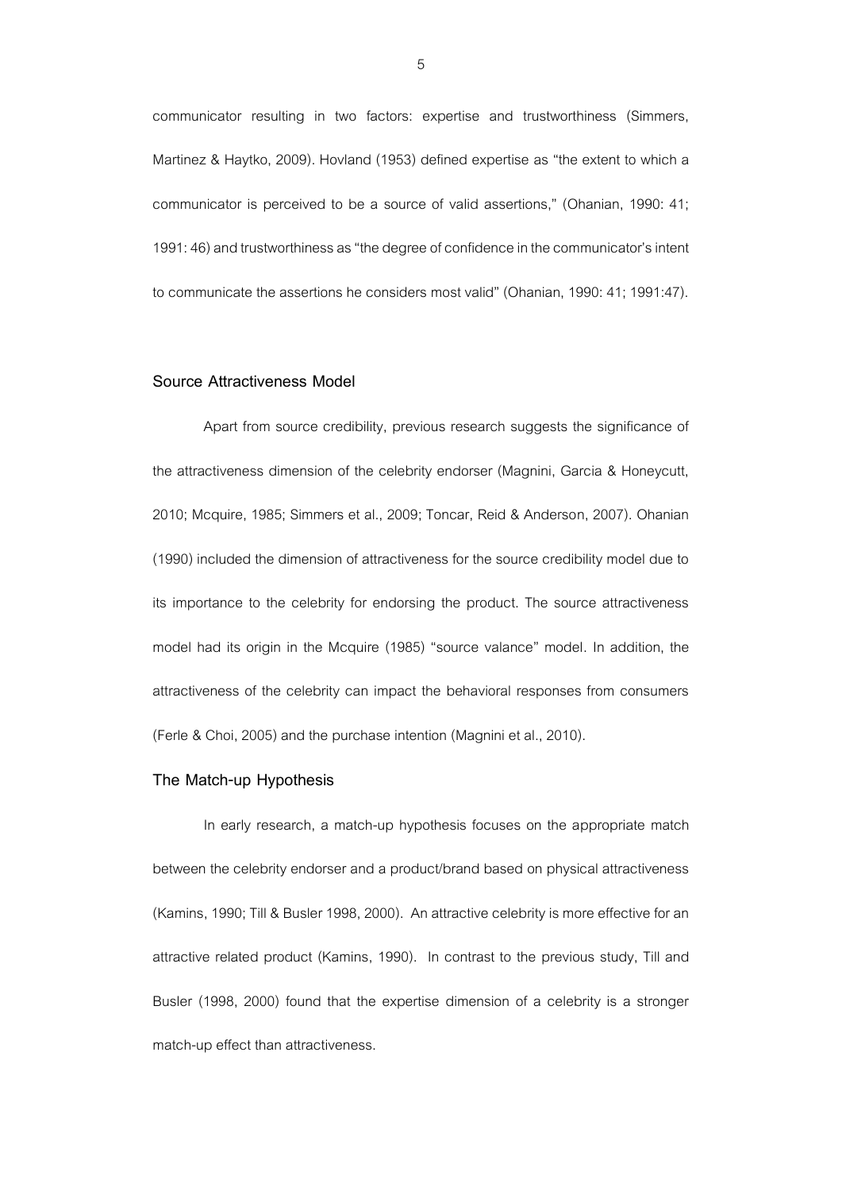communicator resulting in two factors: expertise and trustworthiness (Simmers, Martinez & Haytko, 2009). Hovland (1953) defined expertise as "the extent to which a communicator is perceived to be a source of valid assertions," (Ohanian, 1990: 41; 1991: 46) and trustworthiness as "the degree of confidence in the communicator's intent to communicate the assertions he considers most valid" (Ohanian, 1990: 41; 1991:47).

### Source Attractiveness Model

Apart from source credibility, previous research suggests the significance of the attractiveness dimension of the celebrity endorser (Magnini, Garcia & Honeycutt, 2010; Mcquire, 1985; Simmers et al., 2009; Toncar, Reid & Anderson, 2007). Ohanian (1990) included the dimension of attractiveness for the source credibility model due to its importance to the celebrity for endorsing the product. The source attractiveness model had its origin in the Mcquire (1985) "source valance" model. In addition, the attractiveness of the celebrity can impact the behavioral responses from consumers (Ferle & Choi, 2005) and the purchase intention (Magnini et al., 2010).

### The Match-up Hypothesis

In early research, a match-up hypothesis focuses on the appropriate match between the celebrity endorser and a product/brand based on physical attractiveness (Kamins, 1990; Till & Busler 1998, 2000). An attractive celebrity is more effective for an attractive related product (Kamins, 1990). In contrast to the previous study, Till and Busler (1998, 2000) found that the expertise dimension of a celebrity is a stronger match-up effect than attractiveness.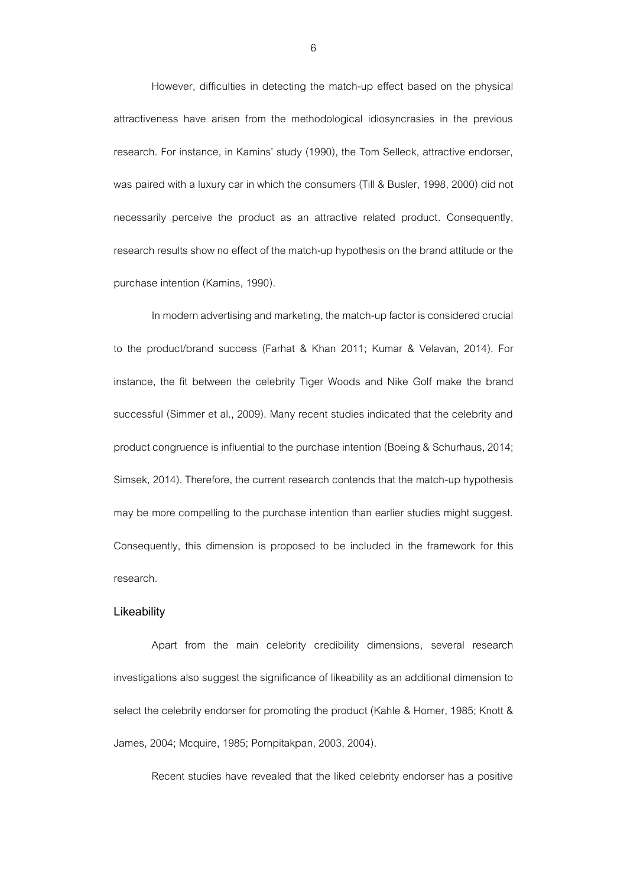However, difficulties in detecting the match-up effect based on the physical attractiveness have arisen from the methodological idiosyncrasies in the previous research. For instance, in Kamins' study (1990), the Tom Selleck, attractive endorser, was paired with a luxury car in which the consumers (Till & Busler, 1998, 2000) did not necessarily perceive the product as an attractive related product. Consequently, research results show no effect of the match-up hypothesis on the brand attitude or the purchase intention (Kamins, 1990).

In modern advertising and marketing, the match-up factor is considered crucial to the product/brand success (Farhat & Khan 2011; Kumar & Velavan, 2014). For instance, the fit between the celebrity Tiger Woods and Nike Golf make the brand successful (Simmer et al., 2009). Many recent studies indicated that the celebrity and product congruence is influential to the purchase intention (Boeing & Schurhaus, 2014; Simsek, 2014). Therefore, the current research contends that the match-up hypothesis may be more compelling to the purchase intention than earlier studies might suggest. Consequently, this dimension is proposed to be included in the framework for this research.

### Likeability

Apart from the main celebrity credibility dimensions, several research investigations also suggest the significance of likeability as an additional dimension to select the celebrity endorser for promoting the product (Kahle & Homer, 1985; Knott & James, 2004; Mcquire, 1985; Pornpitakpan, 2003, 2004).

Recent studies have revealed that the liked celebrity endorser has a positive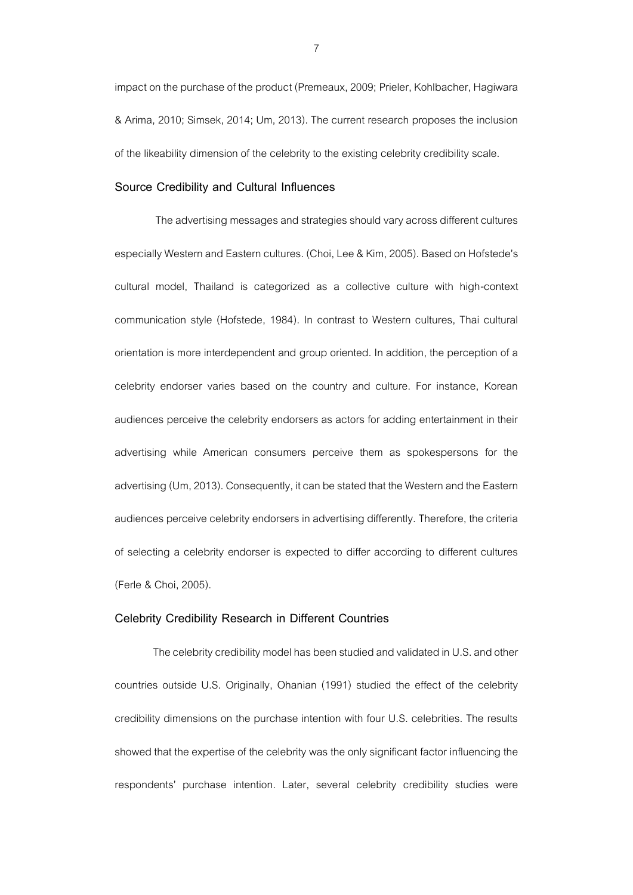impact on the purchase of the product (Premeaux, 2009; Prieler, Kohlbacher, Hagiwara & Arima, 2010; Simsek, 2014; Um, 2013). The current research proposes the inclusion of the likeability dimension of the celebrity to the existing celebrity credibility scale.

### Source Credibility and Cultural Influences

The advertising messages and strategies should vary across different cultures especially Western and Eastern cultures. (Choi, Lee & Kim, 2005). Based on Hofstede's cultural model, Thailand is categorized as a collective culture with high-context communication style (Hofstede, 1984). In contrast to Western cultures, Thai cultural orientation is more interdependent and group oriented. In addition, the perception of a celebrity endorser varies based on the country and culture. For instance, Korean audiences perceive the celebrity endorsers as actors for adding entertainment in their advertising while American consumers perceive them as spokespersons for the advertising (Um, 2013). Consequently, it can be stated that the Western and the Eastern audiences perceive celebrity endorsers in advertising differently. Therefore, the criteria of selecting a celebrity endorser is expected to differ according to different cultures (Ferle & Choi, 2005).

### Celebrity Credibility Research in Different Countries

The celebrity credibility model has been studied and validated in U.S. and other countries outside U.S. Originally, Ohanian (1991) studied the effect of the celebrity credibility dimensions on the purchase intention with four U.S. celebrities. The results showed that the expertise of the celebrity was the only significant factor influencing the respondents' purchase intention. Later, several celebrity credibility studies were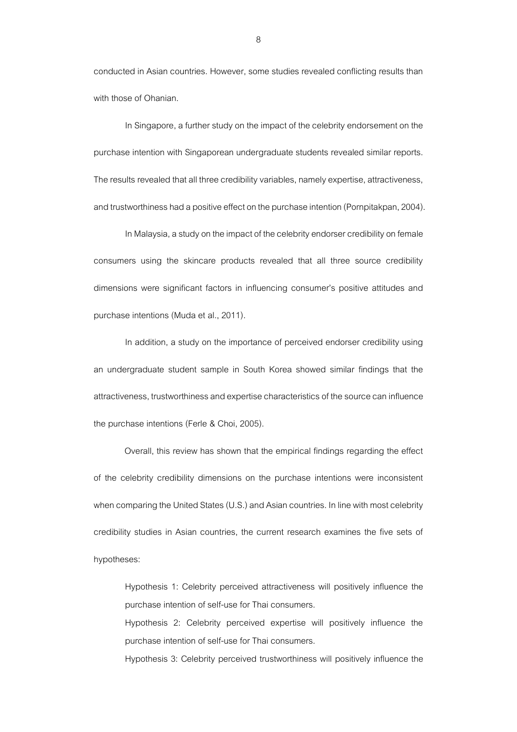conducted in Asian countries. However, some studies revealed conflicting results than with those of Ohanian.

In Singapore, a further study on the impact of the celebrity endorsement on the purchase intention with Singaporean undergraduate students revealed similar reports. The results revealed that all three credibility variables, namely expertise, attractiveness, and trustworthiness had a positive effect on the purchase intention (Pornpitakpan, 2004).

In Malaysia, a study on the impact of the celebrity endorser credibility on female consumers using the skincare products revealed that all three source credibility dimensions were significant factors in influencing consumer's positive attitudes and purchase intentions (Muda et al., 2011).

In addition, a study on the importance of perceived endorser credibility using an undergraduate student sample in South Korea showed similar findings that the attractiveness, trustworthiness and expertise characteristics of the source can influence the purchase intentions (Ferle & Choi, 2005).

Overall, this review has shown that the empirical findings regarding the effect of the celebrity credibility dimensions on the purchase intentions were inconsistent when comparing the United States (U.S.) and Asian countries. In line with most celebrity credibility studies in Asian countries, the current research examines the five sets of hypotheses:

> Hypothesis 1: Celebrity perceived attractiveness will positively influence the purchase intention of self-use for Thai consumers.
>
> Hypothesis 2: Celebrity perceived expertise will positively influence the purchase intention of self-use for Thai consumers.
>
> Hypothesis 3: Celebrity perceived trustworthiness will positively influence the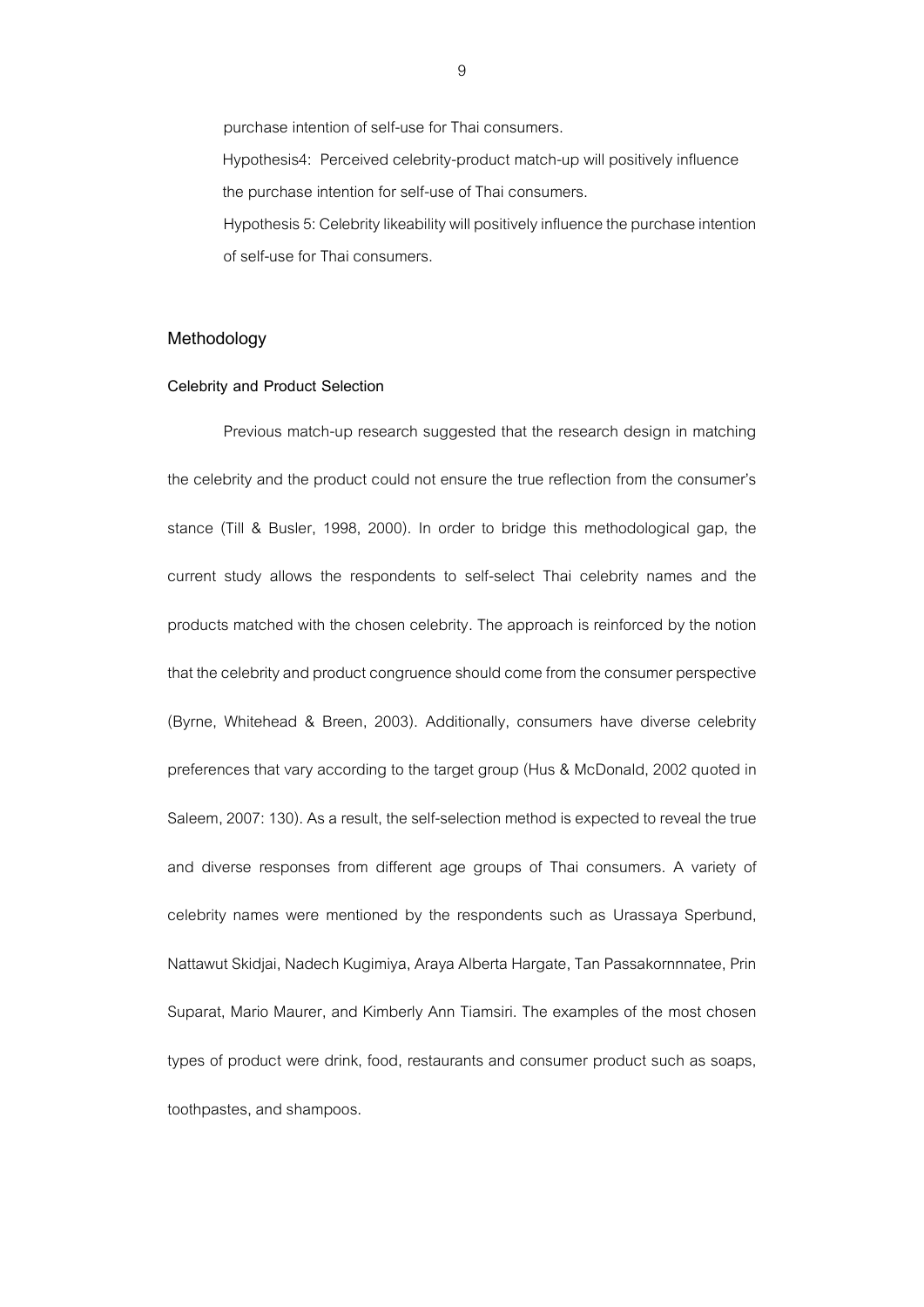purchase intention of self-use for Thai consumers.

Hypothesis4: Perceived celebrity-product match-up will positively influence the purchase intention for self-use of Thai consumers.

Hypothesis 5: Celebrity likeability will positively influence the purchase intention of self-use for Thai consumers.

## Methodology

### Celebrity and Product Selection

Previous match-up research suggested that the research design in matching the celebrity and the product could not ensure the true reflection from the consumer's stance (Till & Busler, 1998, 2000). In order to bridge this methodological gap, the current study allows the respondents to self-select Thai celebrity names and the products matched with the chosen celebrity. The approach is reinforced by the notion that the celebrity and product congruence should come from the consumer perspective (Byrne, Whitehead & Breen, 2003). Additionally, consumers have diverse celebrity preferences that vary according to the target group (Hus & McDonald, 2002 quoted in Saleem, 2007: 130). As a result, the self-selection method is expected to reveal the true and diverse responses from different age groups of Thai consumers. A variety of celebrity names were mentioned by the respondents such as Urassaya Sperbund, Nattawut Skidjai, Nadech Kugimiya, Araya Alberta Hargate, Tan Passakornnnatee, Prin Suparat, Mario Maurer, and Kimberly Ann Tiamsiri. The examples of the most chosen types of product were drink, food, restaurants and consumer product such as soaps, toothpastes, and shampoos.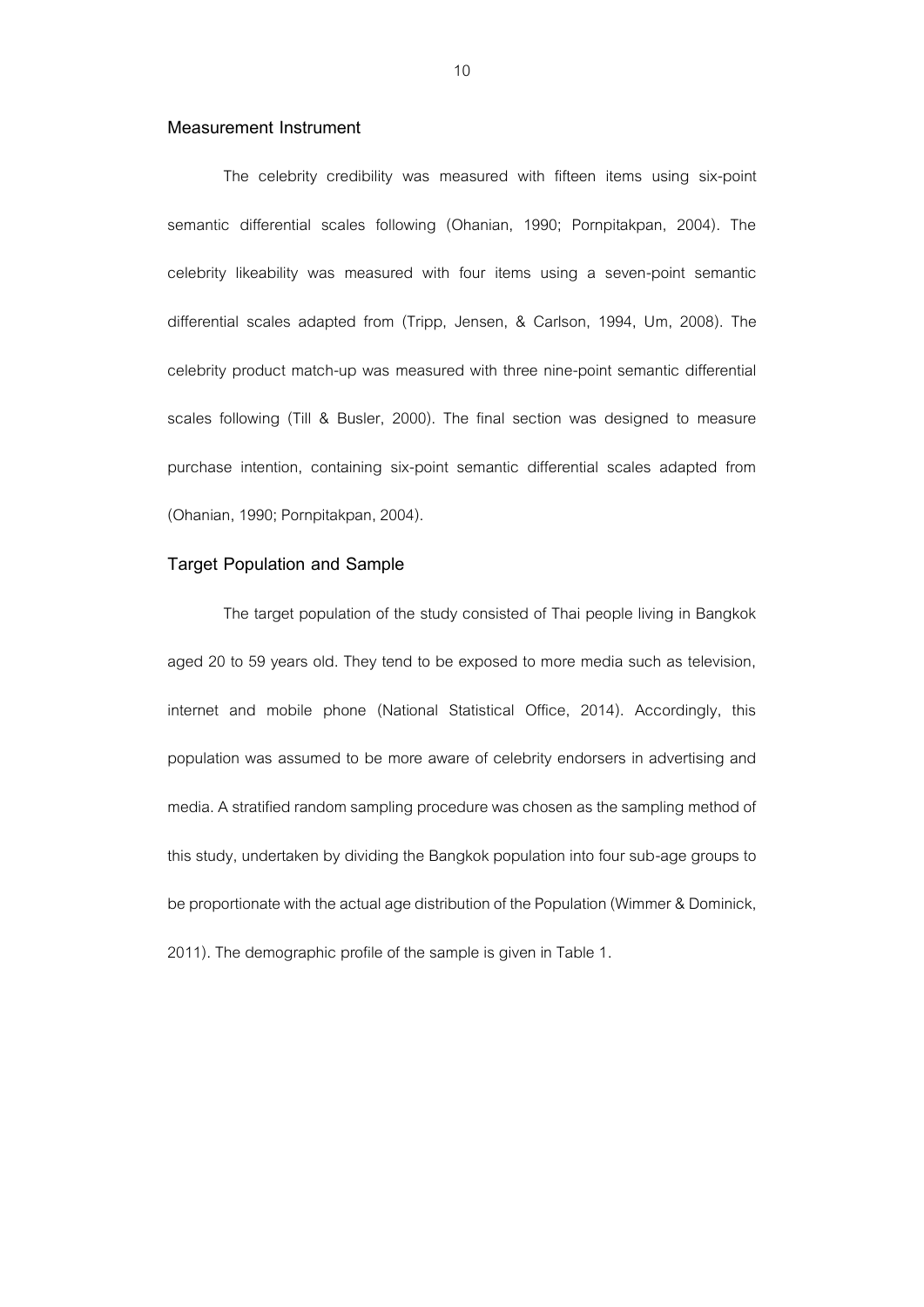### Measurement Instrument

The celebrity credibility was measured with fifteen items using six-point semantic differential scales following (Ohanian, 1990; Pornpitakpan, 2004). The celebrity likeability was measured with four items using a seven-point semantic differential scales adapted from (Tripp, Jensen, & Carlson, 1994, Um, 2008). The celebrity product match-up was measured with three nine-point semantic differential scales following (Till & Busler, 2000). The final section was designed to measure purchase intention, containing six-point semantic differential scales adapted from (Ohanian, 1990; Pornpitakpan, 2004).

### Target Population and Sample

The target population of the study consisted of Thai people living in Bangkok aged 20 to 59 years old. They tend to be exposed to more media such as television, internet and mobile phone (National Statistical Office, 2014). Accordingly, this population was assumed to be more aware of celebrity endorsers in advertising and media. A stratified random sampling procedure was chosen as the sampling method of this study, undertaken by dividing the Bangkok population into four sub-age groups to be proportionate with the actual age distribution of the Population (Wimmer & Dominick, 2011). The demographic profile of the sample is given in Table 1.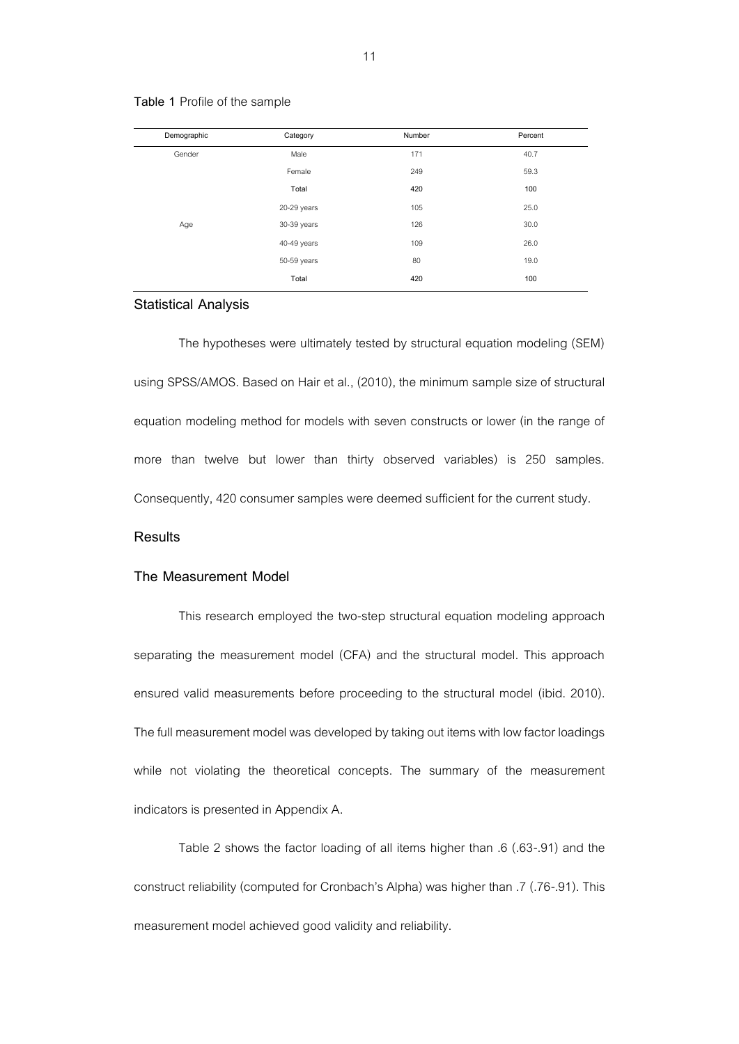**Table 1** Profile of the sample

| Demographic | Category | Number | Percent |
|---|---|---|---|
| Gender | Male | 171 | 40.7 |
| | Female | 249 | 59.3 |
| | **Total** | **420** | **100** |
| | 20-29 years | 105 | 25.0 |
| Age | 30-39 years | 126 | 30.0 |
| | 40-49 years | 109 | 26.0 |
| | 50-59 years | 80 | 19.0 |
| | **Total** | **420** | **100** |

## Statistical Analysis

The hypotheses were ultimately tested by structural equation modeling (SEM) using SPSS/AMOS. Based on Hair et al., (2010), the minimum sample size of structural equation modeling method for models with seven constructs or lower (in the range of more than twelve but lower than thirty observed variables) is 250 samples. Consequently, 420 consumer samples were deemed sufficient for the current study.

## Results

### The Measurement Model

This research employed the two-step structural equation modeling approach separating the measurement model (CFA) and the structural model. This approach ensured valid measurements before proceeding to the structural model (ibid. 2010). The full measurement model was developed by taking out items with low factor loadings while not violating the theoretical concepts. The summary of the measurement indicators is presented in Appendix A.

Table 2 shows the factor loading of all items higher than .6 (.63-.91) and the construct reliability (computed for Cronbach's Alpha) was higher than .7 (.76-.91). This measurement model achieved good validity and reliability.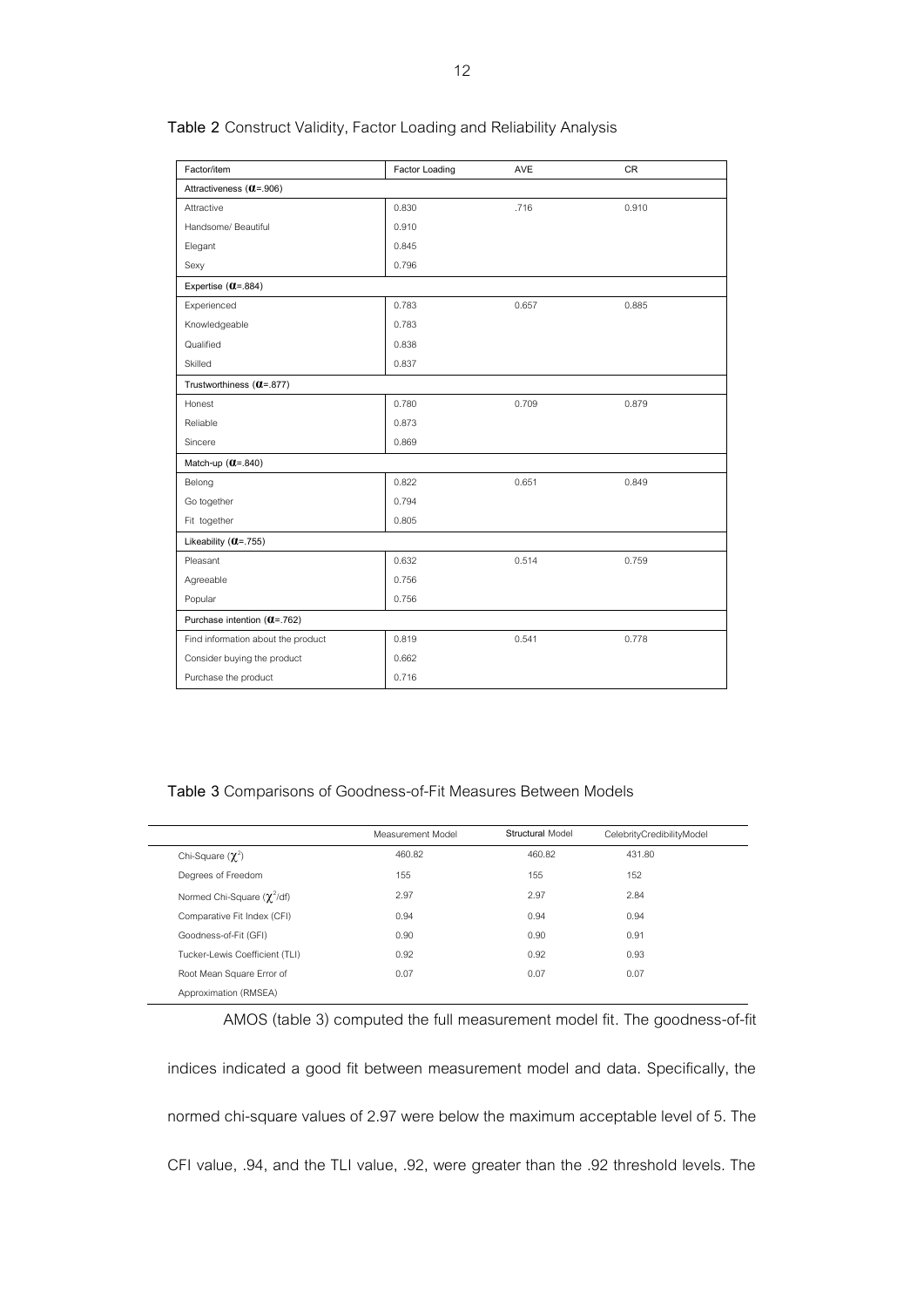**Table 2** Construct Validity, Factor Loading and Reliability Analysis

| Factor/item | Factor Loading | AVE | CR |
|---|---|---|---|
| Attractiveness ($\alpha$=.906) | | | |
| Attractive | 0.830 | .716 | 0.910 |
| Handsome/ Beautiful | 0.910 | | |
| Elegant | 0.845 | | |
| Sexy | 0.796 | | |
| Expertise ($\alpha$=.884) | | | |
| Experienced | 0.783 | 0.657 | 0.885 |
| Knowledgeable | 0.783 | | |
| Qualified | 0.838 | | |
| Skilled | 0.837 | | |
| Trustworthiness ($\alpha$=.877) | | | |
| Honest | 0.780 | 0.709 | 0.879 |
| Reliable | 0.873 | | |
| Sincere | 0.869 | | |
| Match-up ($\alpha$=.840) | | | |
| Belong | 0.822 | 0.651 | 0.849 |
| Go together | 0.794 | | |
| Fit together | 0.805 | | |
| Likeability ($\alpha$=.755) | | | |
| Pleasant | 0.632 | 0.514 | 0.759 |
| Agreeable | 0.756 | | |
| Popular | 0.756 | | |
| Purchase intention ($\alpha$=.762) | | | |
| Find information about the product | 0.819 | 0.541 | 0.778 |
| Consider buying the product | 0.662 | | |
| Purchase the product | 0.716 | | |

**Table 3** Comparisons of Goodness-of-Fit Measures Between Models

| | Measurement Model | Structural Model | CelebrityCredibilityModel |
|---|---|---|---|
| Chi-Square ($\chi^2$) | 460.82 | 460.82 | 431.80 |
| Degrees of Freedom | 155 | 155 | 152 |
| Normed Chi-Square ($\chi^2$/df) | 2.97 | 2.97 | 2.84 |
| Comparative Fit Index (CFI) | 0.94 | 0.94 | 0.94 |
| Goodness-of-Fit (GFI) | 0.90 | 0.90 | 0.91 |
| Tucker-Lewis Coefficient (TLI) | 0.92 | 0.92 | 0.93 |
| Root Mean Square Error of Approximation (RMSEA) | 0.07 | 0.07 | 0.07 |

AMOS (table 3) computed the full measurement model fit. The goodness-of-fit indices indicated a good fit between measurement model and data. Specifically, the normed chi-square values of 2.97 were below the maximum acceptable level of 5. The CFI value, .94, and the TLI value, .92, were greater than the .92 threshold levels. The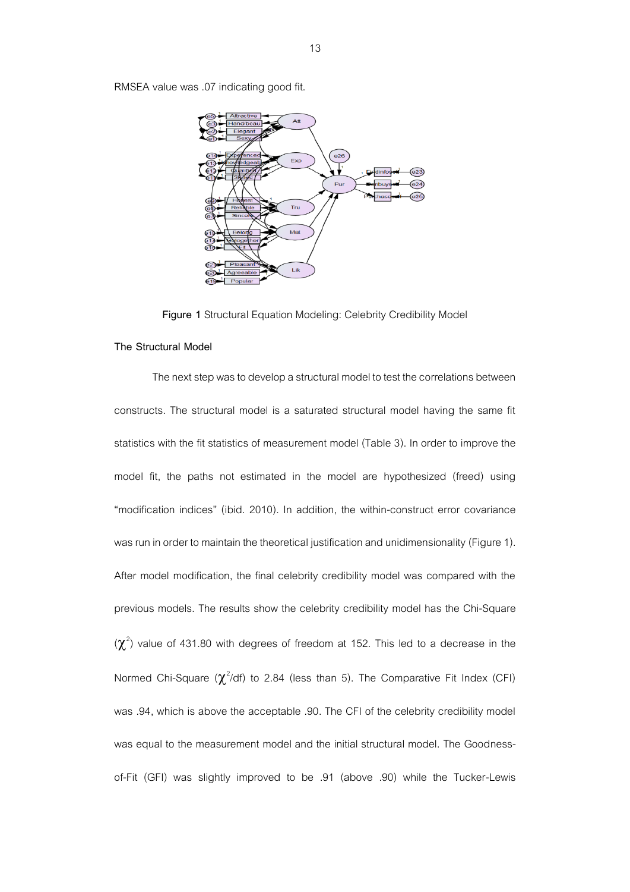RMSEA value was .07 indicating good fit.

**Figure 1** Structural Equation Modeling: Celebrity Credibility Model

**The Structural Model**

The next step was to develop a structural model to test the correlations between constructs. The structural model is a saturated structural model having the same fit statistics with the fit statistics of measurement model (Table 3). In order to improve the model fit, the paths not estimated in the model are hypothesized (freed) using "modification indices" (ibid. 2010). In addition, the within-construct error covariance was run in order to maintain the theoretical justification and unidimensionality (Figure 1). After model modification, the final celebrity credibility model was compared with the previous models. The results show the celebrity credibility model has the Chi-Square ($\chi^2$) value of 431.80 with degrees of freedom at 152. This led to a decrease in the Normed Chi-Square ($\chi^2$/df) to 2.84 (less than 5). The Comparative Fit Index (CFI) was .94, which is above the acceptable .90. The CFI of the celebrity credibility model was equal to the measurement model and the initial structural model. The Goodness-of-Fit (GFI) was slightly improved to be .91 (above .90) while the Tucker-Lewis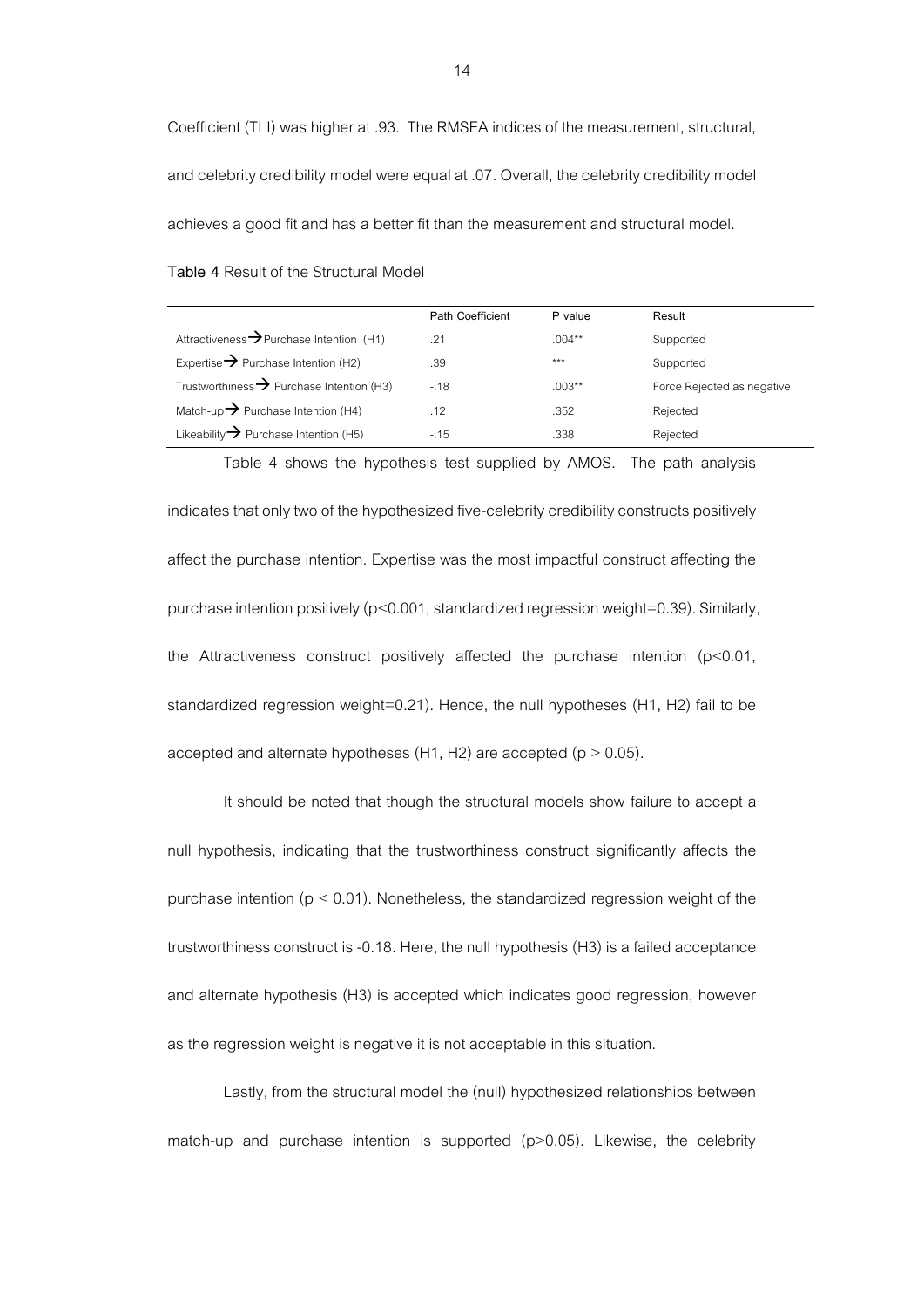Coefficient (TLI) was higher at .93. The RMSEA indices of the measurement, structural, and celebrity credibility model were equal at .07. Overall, the celebrity credibility model achieves a good fit and has a better fit than the measurement and structural model.

**Table 4** Result of the Structural Model

| | Path Coefficient | P value | Result |
|---|---|---|---|
| Attractiveness → Purchase Intention (H1) | .21 | .004** | Supported |
| Expertise → Purchase Intention (H2) | .39 | *** | Supported |
| Trustworthiness → Purchase Intention (H3) | -.18 | .003** | Force Rejected as negative |
| Match-up → Purchase Intention (H4) | .12 | .352 | Rejected |
| Likeability → Purchase Intention (H5) | -.15 | .338 | Rejected |

Table 4 shows the hypothesis test supplied by AMOS. The path analysis indicates that only two of the hypothesized five-celebrity credibility constructs positively affect the purchase intention. Expertise was the most impactful construct affecting the purchase intention positively ($p<0.001$, standardized regression weight=0.39). Similarly, the Attractiveness construct positively affected the purchase intention ($p<0.01$, standardized regression weight=0.21). Hence, the null hypotheses (H1, H2) fail to be accepted and alternate hypotheses (H1, H2) are accepted ($p > 0.05$).

It should be noted that though the structural models show failure to accept a null hypothesis, indicating that the trustworthiness construct significantly affects the purchase intention ($p < 0.01$). Nonetheless, the standardized regression weight of the trustworthiness construct is -0.18. Here, the null hypothesis (H3) is a failed acceptance and alternate hypothesis (H3) is accepted which indicates good regression, however as the regression weight is negative it is not acceptable in this situation.

Lastly, from the structural model the (null) hypothesized relationships between match-up and purchase intention is supported ($p>0.05$). Likewise, the celebrity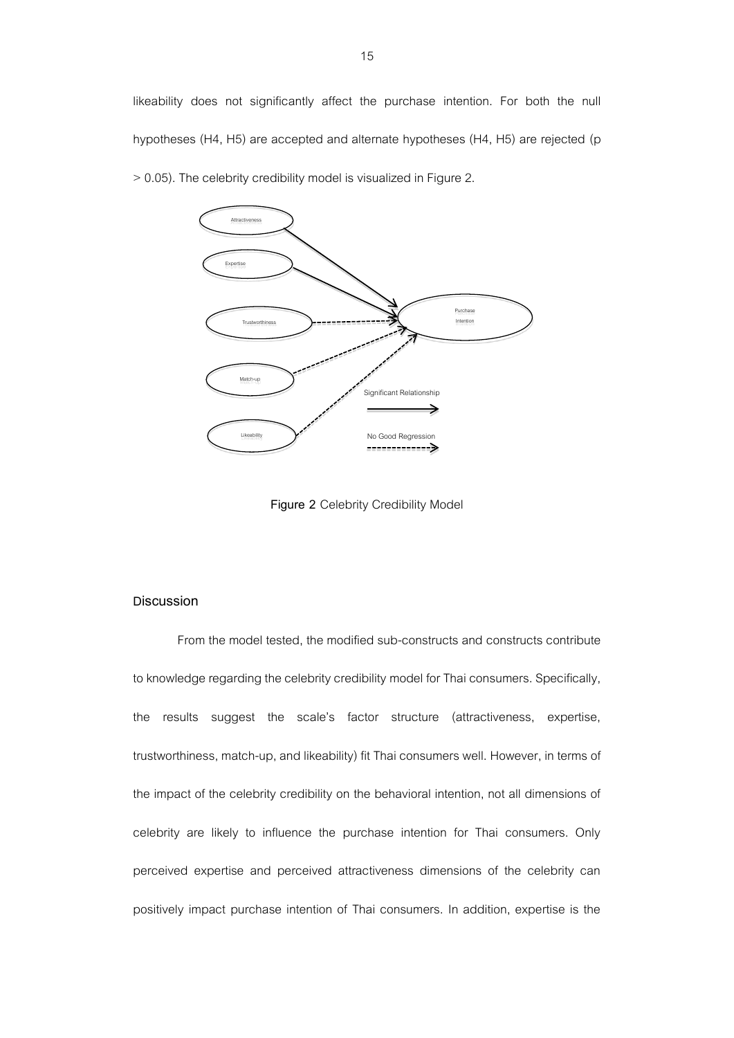likeability does not significantly affect the purchase intention. For both the null hypotheses (H4, H5) are accepted and alternate hypotheses (H4, H5) are rejected ($p > 0.05$). The celebrity credibility model is visualized in Figure 2.

Figure 2 Celebrity Credibility Model

## Discussion

From the model tested, the modified sub-constructs and constructs contribute to knowledge regarding the celebrity credibility model for Thai consumers. Specifically, the results suggest the scale's factor structure (attractiveness, expertise, trustworthiness, match-up, and likeability) fit Thai consumers well. However, in terms of the impact of the celebrity credibility on the behavioral intention, not all dimensions of celebrity are likely to influence the purchase intention for Thai consumers. Only perceived expertise and perceived attractiveness dimensions of the celebrity can positively impact purchase intention of Thai consumers. In addition, expertise is the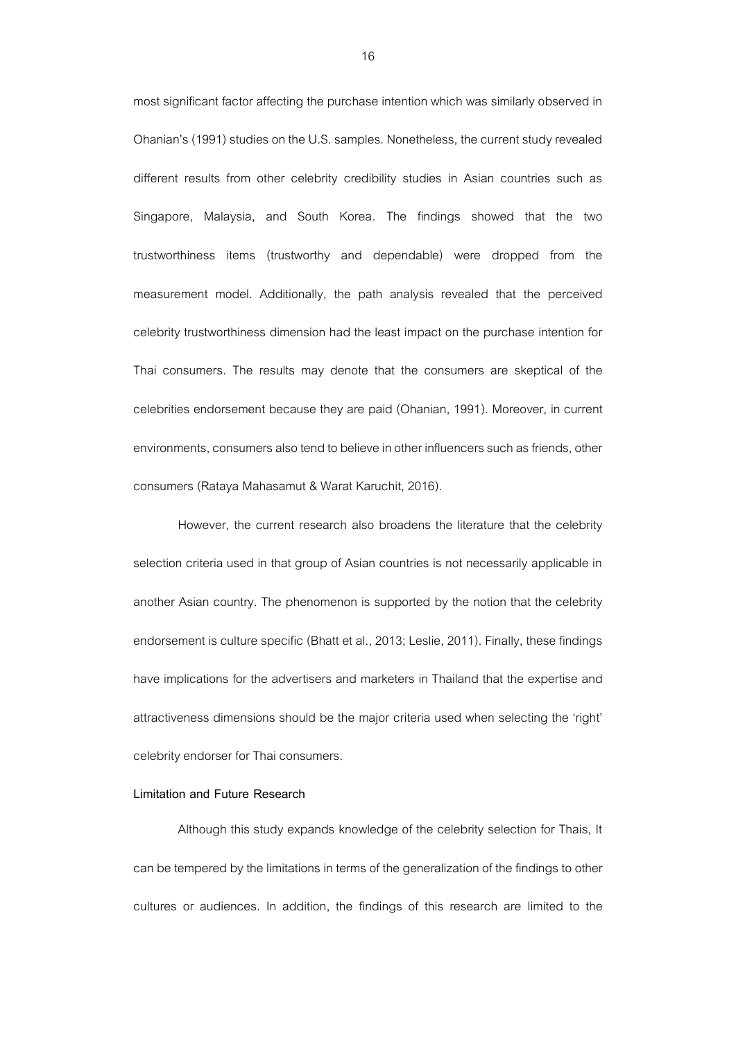most significant factor affecting the purchase intention which was similarly observed in Ohanian's (1991) studies on the U.S. samples. Nonetheless, the current study revealed different results from other celebrity credibility studies in Asian countries such as Singapore, Malaysia, and South Korea. The findings showed that the two trustworthiness items (trustworthy and dependable) were dropped from the measurement model. Additionally, the path analysis revealed that the perceived celebrity trustworthiness dimension had the least impact on the purchase intention for Thai consumers. The results may denote that the consumers are skeptical of the celebrities endorsement because they are paid (Ohanian, 1991). Moreover, in current environments, consumers also tend to believe in other influencers such as friends, other consumers (Rataya Mahasamut & Warat Karuchit, 2016).

However, the current research also broadens the literature that the celebrity selection criteria used in that group of Asian countries is not necessarily applicable in another Asian country. The phenomenon is supported by the notion that the celebrity endorsement is culture specific (Bhatt et al., 2013; Leslie, 2011). Finally, these findings have implications for the advertisers and marketers in Thailand that the expertise and attractiveness dimensions should be the major criteria used when selecting the 'right' celebrity endorser for Thai consumers.

**Limitation and Future Research**

Although this study expands knowledge of the celebrity selection for Thais, It can be tempered by the limitations in terms of the generalization of the findings to other cultures or audiences. In addition, the findings of this research are limited to the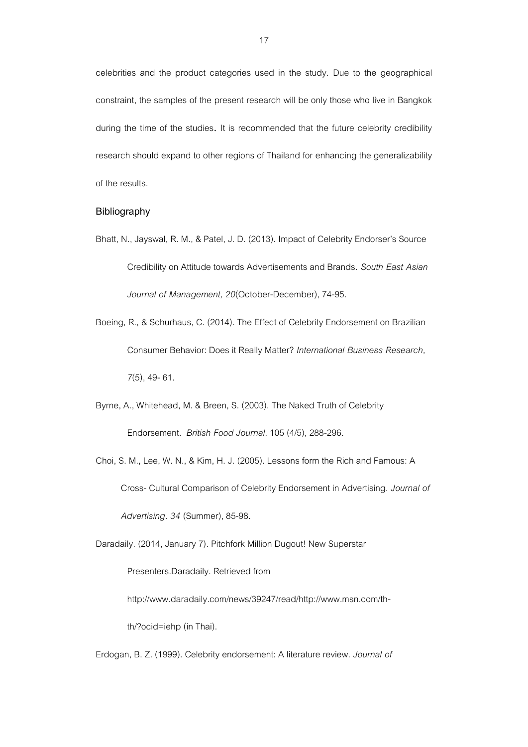celebrities and the product categories used in the study. Due to the geographical constraint, the samples of the present research will be only those who live in Bangkok during the time of the studies**.** It is recommended that the future celebrity credibility research should expand to other regions of Thailand for enhancing the generalizability of the results.

## Bibliography

Bhatt, N., Jayswal, R. M., & Patel, J. D. (2013). Impact of Celebrity Endorser's Source Credibility on Attitude towards Advertisements and Brands. *South East Asian Journal of Management, 20*(October-December), 74-95.

Boeing, R., & Schurhaus, C. (2014). The Effect of Celebrity Endorsement on Brazilian Consumer Behavior: Does it Really Matter? *International Business Research, 7*(5), 49- 61.

Byrne, A., Whitehead, M. & Breen, S. (2003). The Naked Truth of Celebrity Endorsement. *British Food Journal*. 105 (4/5), 288-296.

Choi, S. M., Lee, W. N., & Kim, H. J. (2005). Lessons form the Rich and Famous: A Cross- Cultural Comparison of Celebrity Endorsement in Advertising. *Journal of Advertising*. *34* (Summer), 85-98.

Daradaily. (2014, January 7). Pitchfork Million Dugout! New Superstar Presenters.Daradaily. Retrieved from http://www.daradaily.com/news/39247/read/http://www.msn.com/th-th/?ocid=iehp (in Thai).

Erdogan, B. Z. (1999). Celebrity endorsement: A literature review. *Journal of*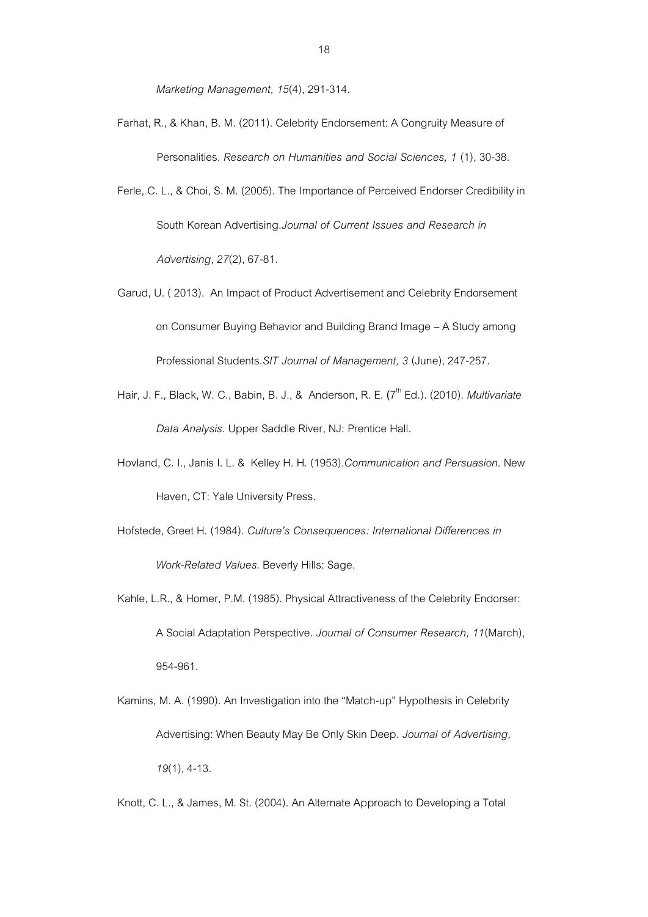*Marketing Management, 15*(4), 291-314.

Farhat, R., & Khan, B. M. (2011). Celebrity Endorsement: A Congruity Measure of Personalities. *Research on Humanities and Social Sciences, 1* (1), 30-38.

Ferle, C. L., & Choi, S. M. (2005). The Importance of Perceived Endorser Credibility in South Korean Advertising.*Journal of Current Issues and Research in Advertising*, *27*(2), 67-81.

Garud, U. ( 2013). An Impact of Product Advertisement and Celebrity Endorsement on Consumer Buying Behavior and Building Brand Image – A Study among Professional Students.*SIT Journal of Management, 3* (June), 247-257.

Hair, J. F., Black, W. C., Babin, B. J., & Anderson, R. E. (7th Ed.). (2010). *Multivariate Data Analysis*. Upper Saddle River, NJ: Prentice Hall.

Hovland, C. I., Janis I. L. & Kelley H. H. (1953).*Communication and Persuasion*. New Haven, CT: Yale University Press.

Hofstede, Greet H. (1984). *Culture's Consequences: International Differences in Work-Related Values.* Beverly Hills: Sage.

Kahle, L.R., & Homer, P.M. (1985). Physical Attractiveness of the Celebrity Endorser: A Social Adaptation Perspective. *Journal of Consumer Research, 11*(March), 954-961.

Kamins, M. A. (1990). An Investigation into the "Match-up" Hypothesis in Celebrity Advertising: When Beauty May Be Only Skin Deep. *Journal of Advertising, 19*(1), 4-13.

Knott, C. L., & James, M. St. (2004). An Alternate Approach to Developing a Total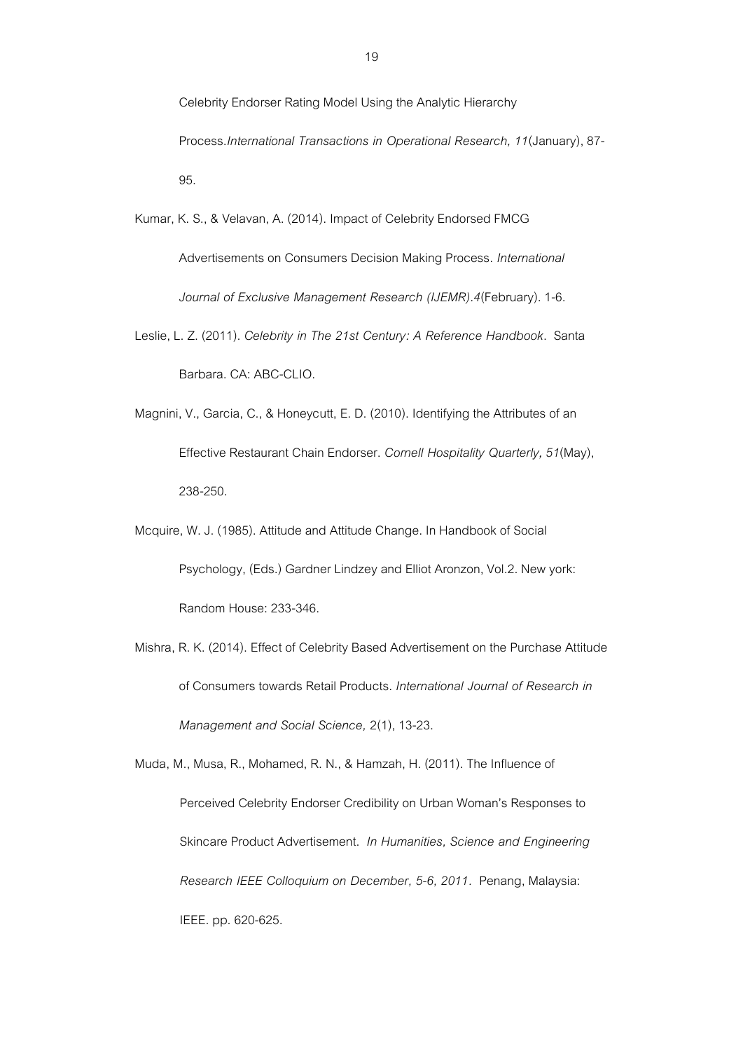Celebrity Endorser Rating Model Using the Analytic Hierarchy Process.*International Transactions in Operational Research, 11*(January), 87-95.

Kumar, K. S., & Velavan, A. (2014). Impact of Celebrity Endorsed FMCG Advertisements on Consumers Decision Making Process. *International Journal of Exclusive Management Research (IJEMR).4*(February). 1-6.

Leslie, L. Z. (2011). *Celebrity in The 21st Century: A Reference Handbook*. Santa Barbara. CA: ABC-CLIO.

Magnini, V., Garcia, C., & Honeycutt, E. D. (2010). Identifying the Attributes of an Effective Restaurant Chain Endorser. *Cornell Hospitality Quarterly, 51*(May), 238-250.

Mcquire, W. J. (1985). Attitude and Attitude Change. In Handbook of Social Psychology, (Eds.) Gardner Lindzey and Elliot Aronzon, Vol.2. New york: Random House: 233-346.

Mishra, R. K. (2014). Effect of Celebrity Based Advertisement on the Purchase Attitude of Consumers towards Retail Products. *International Journal of Research in Management and Social Science,* 2(1), 13-23.

Muda, M., Musa, R., Mohamed, R. N., & Hamzah, H. (2011). The Influence of Perceived Celebrity Endorser Credibility on Urban Woman's Responses to Skincare Product Advertisement. *In Humanities, Science and Engineering Research IEEE Colloquium on December, 5-6, 2011*. Penang, Malaysia: IEEE. pp. 620-625.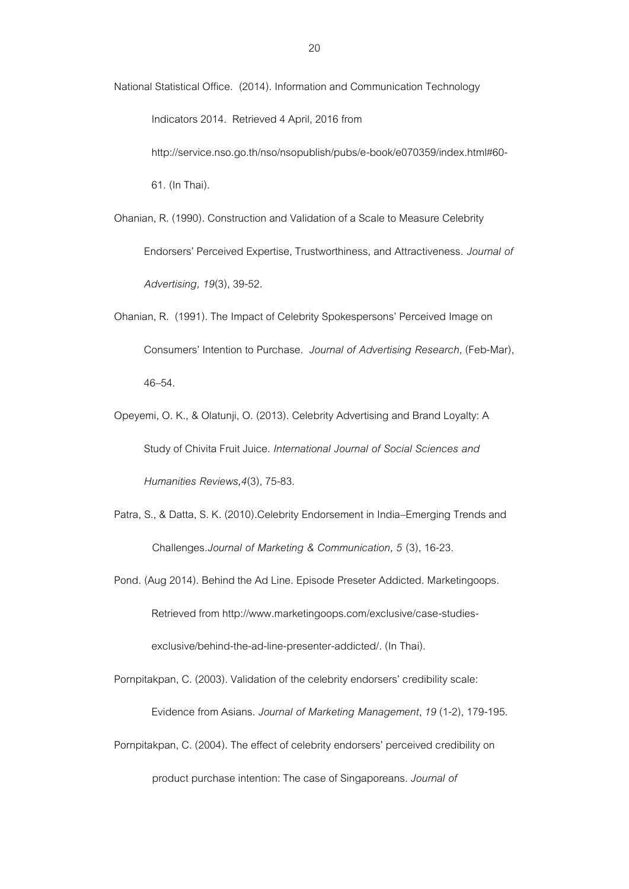National Statistical Office. (2014). Information and Communication Technology Indicators 2014. Retrieved 4 April, 2016 from http://service.nso.go.th/nso/nsopublish/pubs/e-book/e070359/index.html#60-61. (In Thai).

Ohanian, R. (1990). Construction and Validation of a Scale to Measure Celebrity Endorsers' Perceived Expertise, Trustworthiness, and Attractiveness. *Journal of Advertising, 19*(3), 39-52.

Ohanian, R. (1991). The Impact of Celebrity Spokespersons' Perceived Image on Consumers' Intention to Purchase. *Journal of Advertising Research,* (Feb-Mar), 46–54.

Opeyemi, O. K., & Olatunji, O. (2013). Celebrity Advertising and Brand Loyalty: A Study of Chivita Fruit Juice. *International Journal of Social Sciences and Humanities Reviews,4*(3), 75-83.

Patra, S., & Datta, S. K. (2010).Celebrity Endorsement in India–Emerging Trends and Challenges.*Journal of Marketing & Communication, 5* (3), 16-23.

Pond. (Aug 2014). Behind the Ad Line. Episode Preseter Addicted. Marketingoops. Retrieved from http://www.marketingoops.com/exclusive/case-studies-exclusive/behind-the-ad-line-presenter-addicted/. (In Thai).

Pornpitakpan, C. (2003). Validation of the celebrity endorsers' credibility scale: Evidence from Asians. *Journal of Marketing Management*, *19* (1-2), 179-195.

Pornpitakpan, C. (2004). The effect of celebrity endorsers' perceived credibility on product purchase intention: The case of Singaporeans. *Journal of*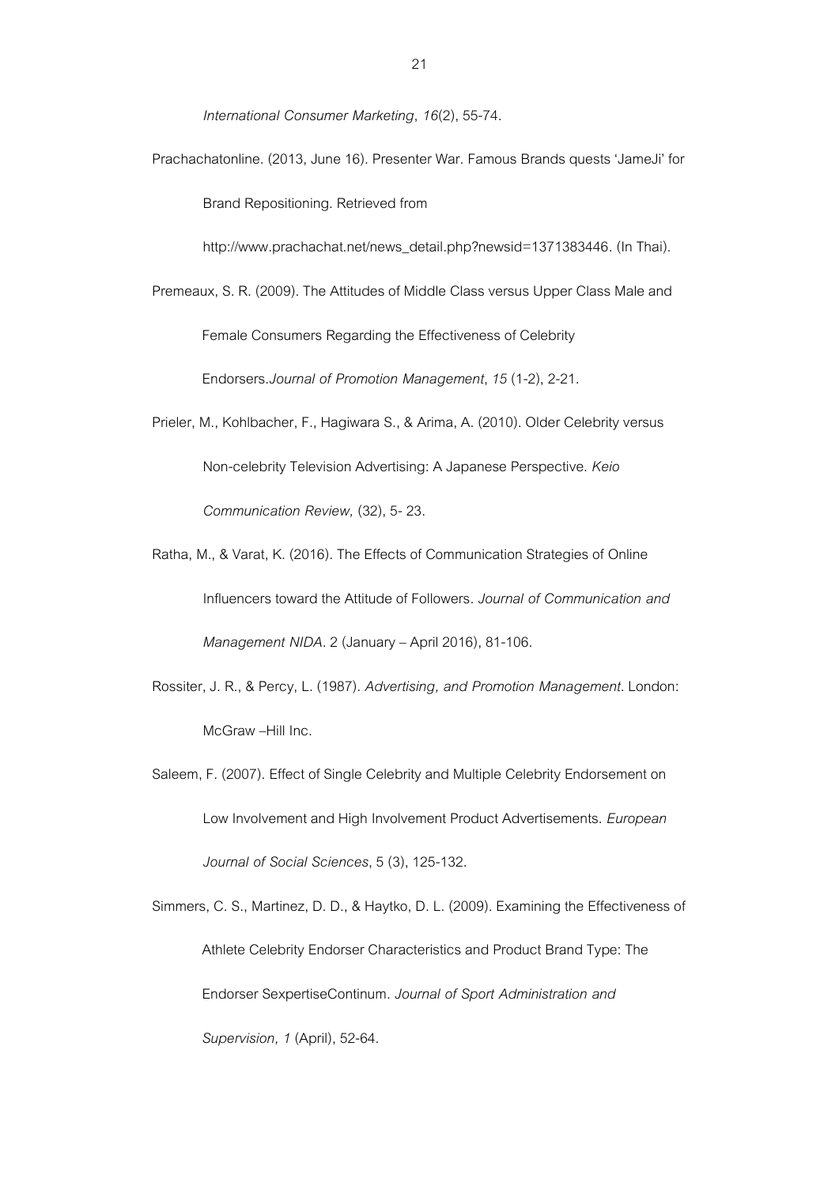*International Consumer Marketing*, *16*(2), 55-74.

Prachachatonline. (2013, June 16). Presenter War. Famous Brands quests 'JameJi' for Brand Repositioning. Retrieved from http://www.prachachat.net/news_detail.php?newsid=1371383446. (In Thai).

Premeaux, S. R. (2009). The Attitudes of Middle Class versus Upper Class Male and Female Consumers Regarding the Effectiveness of Celebrity Endorsers.*Journal of Promotion Management*, *15* (1-2), 2-21.

Prieler, M., Kohlbacher, F., Hagiwara S., & Arima, A. (2010). Older Celebrity versus Non-celebrity Television Advertising: A Japanese Perspective. *Keio Communication Review,* (32), 5- 23.

Ratha, M., & Varat, K. (2016). The Effects of Communication Strategies of Online Influencers toward the Attitude of Followers. *Journal of Communication and Management NIDA*. 2 (January – April 2016), 81-106.

Rossiter, J. R., & Percy, L. (1987). *Advertising, and Promotion Management*. London: McGraw –Hill Inc.

Saleem, F. (2007). Effect of Single Celebrity and Multiple Celebrity Endorsement on Low Involvement and High Involvement Product Advertisements. *European Journal of Social Sciences*, 5 (3), 125-132.

Simmers, C. S., Martinez, D. D., & Haytko, D. L. (2009). Examining the Effectiveness of Athlete Celebrity Endorser Characteristics and Product Brand Type: The Endorser SexpertiseContinum. *Journal of Sport Administration and Supervision, 1* (April), 52-64.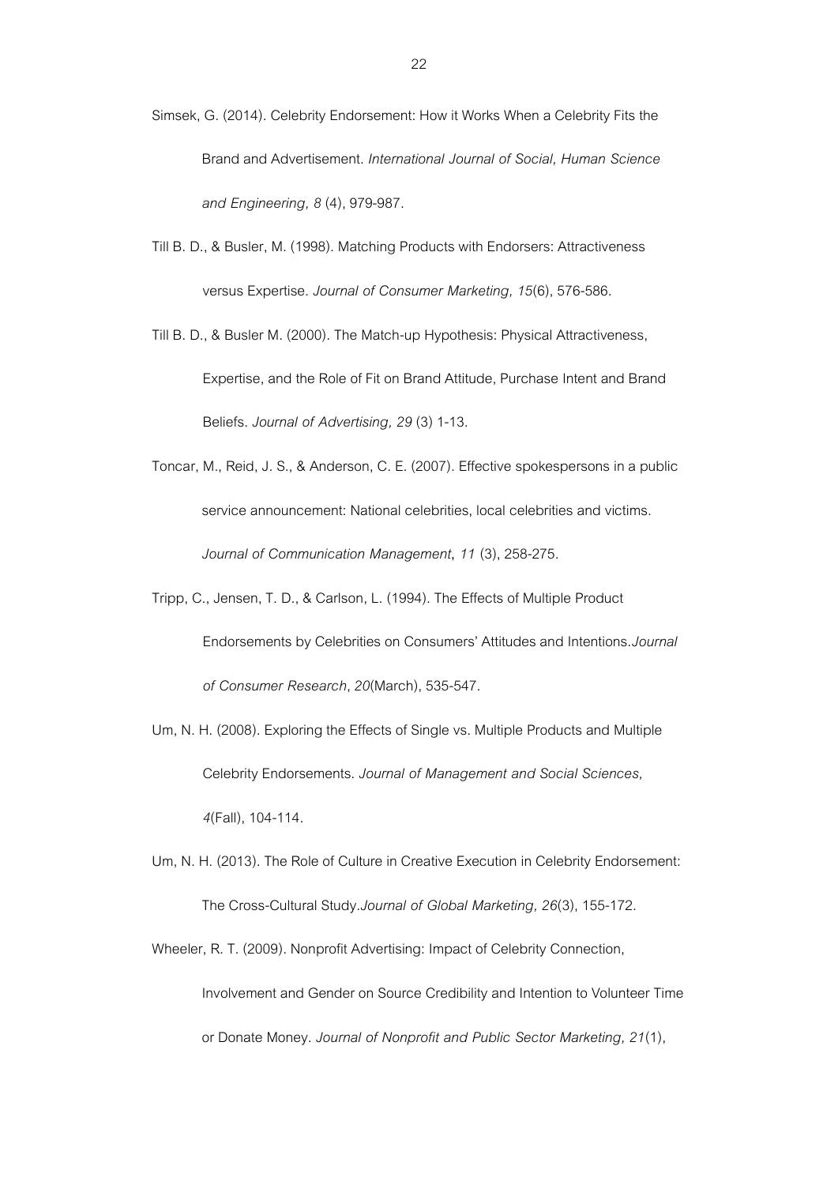Simsek, G. (2014). Celebrity Endorsement: How it Works When a Celebrity Fits the Brand and Advertisement. *International Journal of Social, Human Science and Engineering, 8* (4), 979-987.

Till B. D., & Busler, M. (1998). Matching Products with Endorsers: Attractiveness versus Expertise. *Journal of Consumer Marketing, 15*(6), 576-586.

Till B. D., & Busler M. (2000). The Match-up Hypothesis: Physical Attractiveness, Expertise, and the Role of Fit on Brand Attitude, Purchase Intent and Brand Beliefs. *Journal of Advertising, 29* (3) 1-13.

Toncar, M., Reid, J. S., & Anderson, C. E. (2007). Effective spokespersons in a public service announcement: National celebrities, local celebrities and victims. *Journal of Communication Management*, *11* (3), 258-275.

Tripp, C., Jensen, T. D., & Carlson, L. (1994). The Effects of Multiple Product Endorsements by Celebrities on Consumers' Attitudes and Intentions.*Journal of Consumer Research*, *20*(March), 535-547.

Um, N. H. (2008). Exploring the Effects of Single vs. Multiple Products and Multiple Celebrity Endorsements. *Journal of Management and Social Sciences, 4*(Fall), 104-114.

Um, N. H. (2013). The Role of Culture in Creative Execution in Celebrity Endorsement: The Cross-Cultural Study.*Journal of Global Marketing, 26*(3), 155-172.

Wheeler, R. T. (2009). Nonprofit Advertising: Impact of Celebrity Connection, Involvement and Gender on Source Credibility and Intention to Volunteer Time or Donate Money. *Journal of Nonprofit and Public Sector Marketing, 21*(1),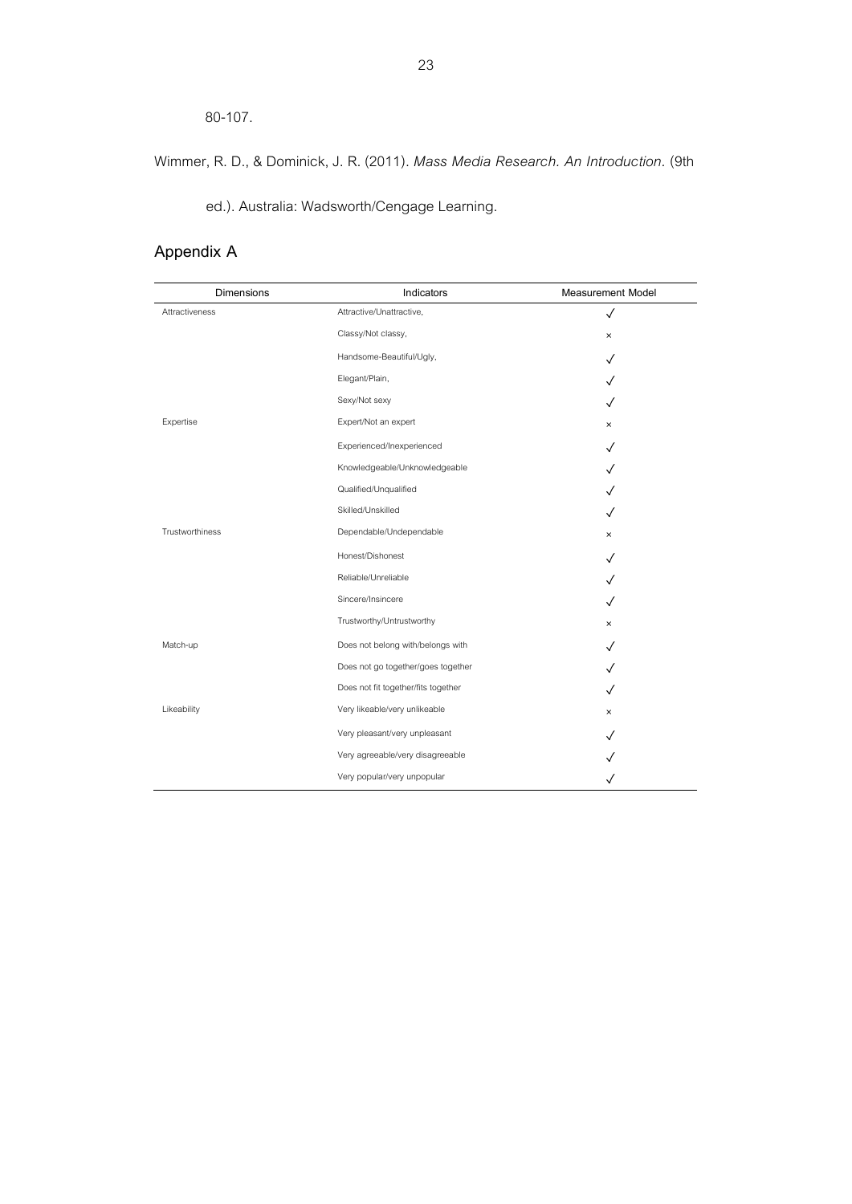80-107.

Wimmer, R. D., & Dominick, J. R. (2011). *Mass Media Research. An Introduction*. (9th ed.). Australia: Wadsworth/Cengage Learning.

## Appendix A

| Dimensions | Indicators | Measurement Model |
|---|---|---|
| Attractiveness | Attractive/Unattractive, | ✓ |
| | Classy/Not classy, | × |
| | Handsome-Beautiful/Ugly, | ✓ |
| | Elegant/Plain, | ✓ |
| | Sexy/Not sexy | ✓ |
| Expertise | Expert/Not an expert | × |
| | Experienced/Inexperienced | ✓ |
| | Knowledgeable/Unknowledgeable | ✓ |
| | Qualified/Unqualified | ✓ |
| | Skilled/Unskilled | ✓ |
| Trustworthiness | Dependable/Undependable | × |
| | Honest/Dishonest | ✓ |
| | Reliable/Unreliable | ✓ |
| | Sincere/Insincere | ✓ |
| | Trustworthy/Untrustworthy | × |
| Match-up | Does not belong with/belongs with | ✓ |
| | Does not go together/goes together | ✓ |
| | Does not fit together/fits together | ✓ |
| Likeability | Very likeable/very unlikeable | × |
| | Very pleasant/very unpleasant | ✓ |
| | Very agreeable/very disagreeable | ✓ |
| | Very popular/very unpopular | ✓ |